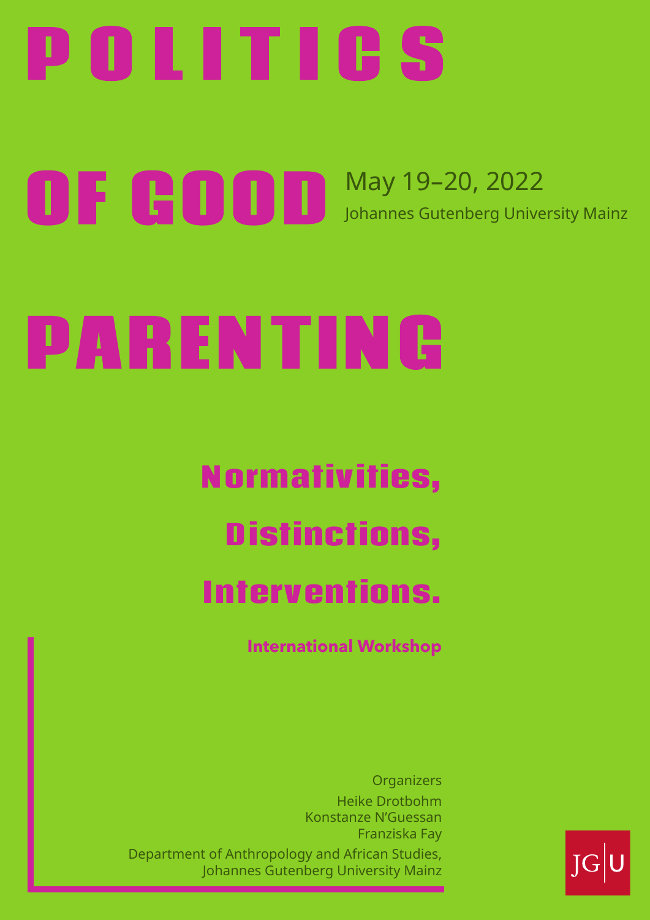# POLITICS OF GOOD PARENTING

May 19–20, 2022

Johannes Gutenberg University Mainz

## Normativities, Distinctions, Interventions.

**International Workshop**

Organizers

Heike Drotbohm

Konstanze N'Guessan

Franziska Fay

Department of Anthropology and African Studies, Johannes Gutenberg University Mainz

JG|U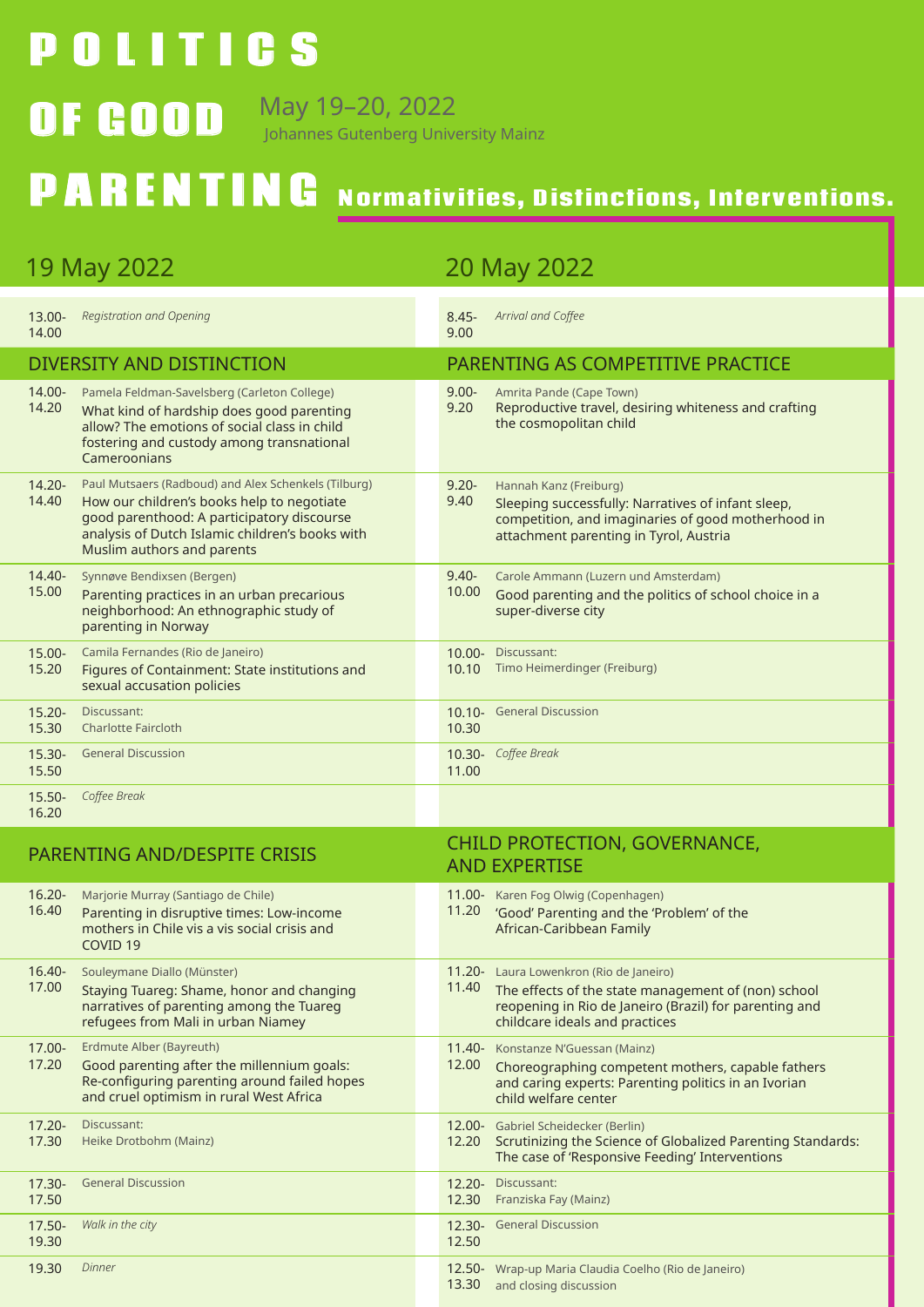# POLITICS OF GOOD PARENTING

May 19–20, 2022
Johannes Gutenberg University Mainz

## Normativities, Distinctions, Interventions.

## 19 May 2022

| | |
|---|---|
| 13.00-14.00 | *Registration and Opening* |

### DIVERSITY AND DISTINCTION

| | |
|---|---|
| 14.00-14.20 | Pamela Feldman-Savelsberg (Carleton College)<br>What kind of hardship does good parenting allow? The emotions of social class in child fostering and custody among transnational Cameroonians |
| 14.20-14.40 | Paul Mutsaers (Radboud) and Alex Schenkels (Tilburg)<br>How our children's books help to negotiate good parenthood: A participatory discourse analysis of Dutch Islamic children's books with Muslim authors and parents |
| 14.40-15.00 | Synnøve Bendixsen (Bergen)<br>Parenting practices in an urban precarious neighborhood: An ethnographic study of parenting in Norway |
| 15.00-15.20 | Camila Fernandes (Rio de Janeiro)<br>Figures of Containment: State institutions and sexual accusation policies |
| 15.20-15.30 | Discussant:<br>Charlotte Faircloth |
| 15.30-15.50 | General Discussion |
| 15.50-16.20 | *Coffee Break* |

### PARENTING AND/DESPITE CRISIS

| | |
|---|---|
| 16.20-16.40 | Marjorie Murray (Santiago de Chile)<br>Parenting in disruptive times: Low-income mothers in Chile vis a vis social crisis and COVID 19 |
| 16.40-17.00 | Souleymane Diallo (Münster)<br>Staying Tuareg: Shame, honor and changing narratives of parenting among the Tuareg refugees from Mali in urban Niamey |
| 17.00-17.20 | Erdmute Alber (Bayreuth)<br>Good parenting after the millennium goals: Re-configuring parenting around failed hopes and cruel optimism in rural West Africa |
| 17.20-17.30 | Discussant:<br>Heike Drotbohm (Mainz) |
| 17.30-17.50 | General Discussion |
| 17.50-19.30 | *Walk in the city* |
| 19.30 | *Dinner* |

## 20 May 2022

| | |
|---|---|
| 8.45-9.00 | *Arrival and Coffee* |

### PARENTING AS COMPETITIVE PRACTICE

| | |
|---|---|
| 9.00-9.20 | Amrita Pande (Cape Town)<br>Reproductive travel, desiring whiteness and crafting the cosmopolitan child |
| 9.20-9.40 | Hannah Kanz (Freiburg)<br>Sleeping successfully: Narratives of infant sleep, competition, and imaginaries of good motherhood in attachment parenting in Tyrol, Austria |
| 9.40-10.00 | Carole Ammann (Luzern und Amsterdam)<br>Good parenting and the politics of school choice in a super-diverse city |
| 10.00-10.10 | Discussant:<br>Timo Heimerdinger (Freiburg) |
| 10.10-10.30 | General Discussion |
| 10.30-11.00 | *Coffee Break* |

### CHILD PROTECTION, GOVERNANCE, AND EXPERTISE

| | |
|---|---|
| 11.00-11.20 | Karen Fog Olwig (Copenhagen)<br>'Good' Parenting and the 'Problem' of the African-Caribbean Family |
| 11.20-11.40 | Laura Lowenkron (Rio de Janeiro)<br>The effects of the state management of (non) school reopening in Rio de Janeiro (Brazil) for parenting and childcare ideals and practices |
| 11.40-12.00 | Konstanze N'Guessan (Mainz)<br>Choreographing competent mothers, capable fathers and caring experts: Parenting politics in an Ivorian child welfare center |
| 12.00-12.20 | Gabriel Scheidecker (Berlin)<br>Scrutinizing the Science of Globalized Parenting Standards: The case of 'Responsive Feeding' Interventions |
| 12.20-12.30 | Discussant:<br>Franziska Fay (Mainz) |
| 12.30-12.50 | General Discussion |
| 12.50-13.30 | Wrap-up Maria Claudia Coelho (Rio de Janeiro) and closing discussion |